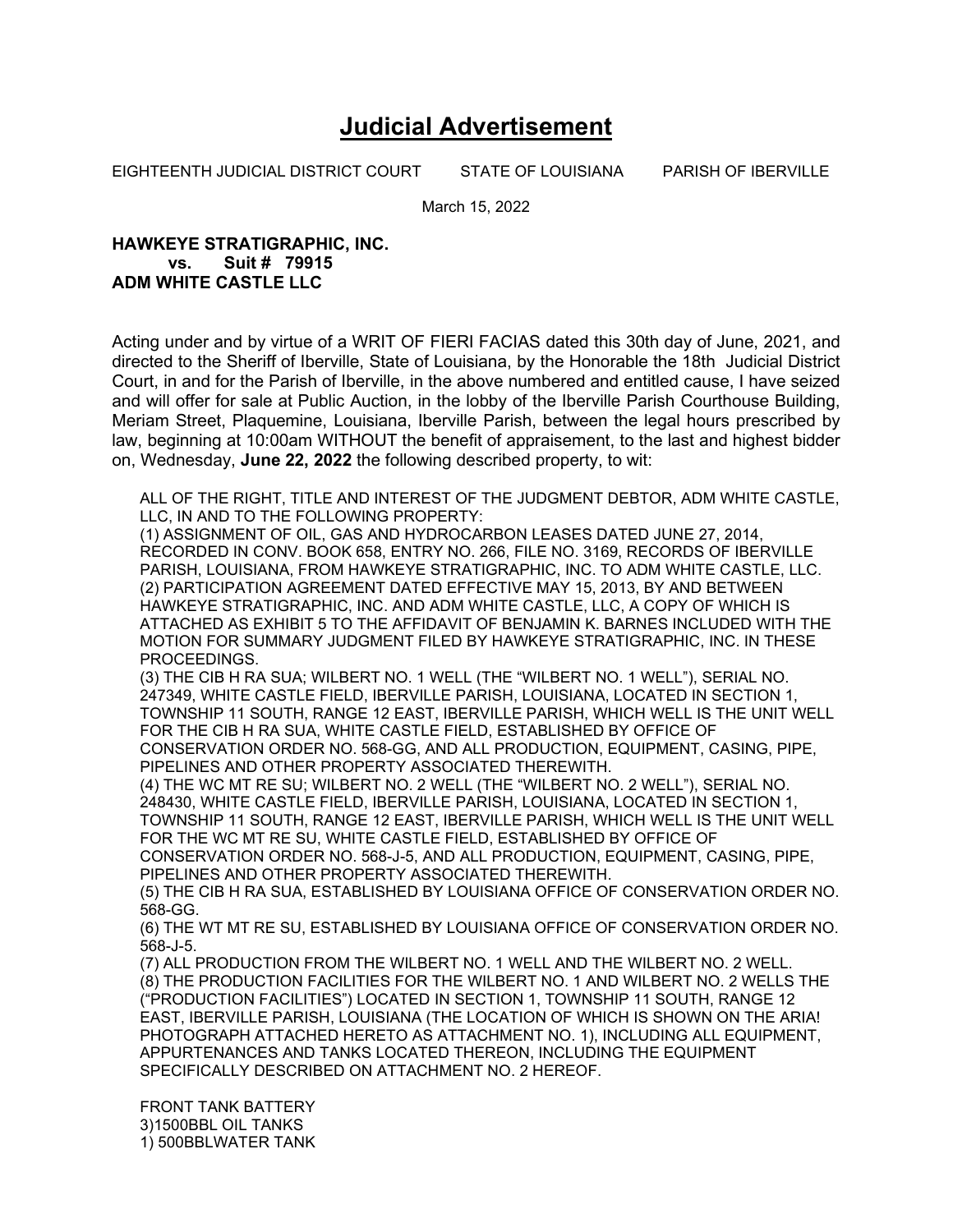# Judicial Advertisement

EIGHTEENTH JUDICIAL DISTRICT COURT    STATE OF LOUISIANA    PARISH OF IBERVILLE

March 15, 2022

**HAWKEYE STRATIGRAPHIC, INC.**
**vs.    Suit # 79915**
**ADM WHITE CASTLE LLC**

Acting under and by virtue of a WRIT OF FIERI FACIAS dated this 30th day of June, 2021, and directed to the Sheriff of Iberville, State of Louisiana, by the Honorable the 18th Judicial District Court, in and for the Parish of Iberville, in the above numbered and entitled cause, I have seized and will offer for sale at Public Auction, in the lobby of the Iberville Parish Courthouse Building, Meriam Street, Plaquemine, Louisiana, Iberville Parish, between the legal hours prescribed by law, beginning at 10:00am WITHOUT the benefit of appraisement, to the last and highest bidder on, Wednesday, **June 22, 2022** the following described property, to wit:

ALL OF THE RIGHT, TITLE AND INTEREST OF THE JUDGMENT DEBTOR, ADM WHITE CASTLE, LLC, IN AND TO THE FOLLOWING PROPERTY:
(1) ASSIGNMENT OF OIL, GAS AND HYDROCARBON LEASES DATED JUNE 27, 2014, RECORDED IN CONV. BOOK 658, ENTRY NO. 266, FILE NO. 3169, RECORDS OF IBERVILLE PARISH, LOUISIANA, FROM HAWKEYE STRATIGRAPHIC, INC. TO ADM WHITE CASTLE, LLC.
(2) PARTICIPATION AGREEMENT DATED EFFECTIVE MAY 15, 2013, BY AND BETWEEN HAWKEYE STRATIGRAPHIC, INC. AND ADM WHITE CASTLE, LLC, A COPY OF WHICH IS ATTACHED AS EXHIBIT 5 TO THE AFFIDAVIT OF BENJAMIN K. BARNES INCLUDED WITH THE MOTION FOR SUMMARY JUDGMENT FILED BY HAWKEYE STRATIGRAPHIC, INC. IN THESE PROCEEDINGS.
(3) THE CIB H RA SUA; WILBERT NO. 1 WELL (THE “WILBERT NO. 1 WELL”), SERIAL NO. 247349, WHITE CASTLE FIELD, IBERVILLE PARISH, LOUISIANA, LOCATED IN SECTION 1, TOWNSHIP 11 SOUTH, RANGE 12 EAST, IBERVILLE PARISH, WHICH WELL IS THE UNIT WELL FOR THE CIB H RA SUA, WHITE CASTLE FIELD, ESTABLISHED BY OFFICE OF CONSERVATION ORDER NO. 568-GG, AND ALL PRODUCTION, EQUIPMENT, CASING, PIPE, PIPELINES AND OTHER PROPERTY ASSOCIATED THEREWITH.
(4) THE WC MT RE SU; WILBERT NO. 2 WELL (THE “WILBERT NO. 2 WELL”), SERIAL NO. 248430, WHITE CASTLE FIELD, IBERVILLE PARISH, LOUISIANA, LOCATED IN SECTION 1, TOWNSHIP 11 SOUTH, RANGE 12 EAST, IBERVILLE PARISH, WHICH WELL IS THE UNIT WELL FOR THE WC MT RE SU, WHITE CASTLE FIELD, ESTABLISHED BY OFFICE OF CONSERVATION ORDER NO. 568-J-5, AND ALL PRODUCTION, EQUIPMENT, CASING, PIPE, PIPELINES AND OTHER PROPERTY ASSOCIATED THEREWITH.
(5) THE CIB H RA SUA, ESTABLISHED BY LOUISIANA OFFICE OF CONSERVATION ORDER NO. 568-GG.
(6) THE WT MT RE SU, ESTABLISHED BY LOUISIANA OFFICE OF CONSERVATION ORDER NO. 568-J-5.
(7) ALL PRODUCTION FROM THE WILBERT NO. 1 WELL AND THE WILBERT NO. 2 WELL.
(8) THE PRODUCTION FACILITIES FOR THE WILBERT NO. 1 AND WILBERT NO. 2 WELLS THE (“PRODUCTION FACILITIES”) LOCATED IN SECTION 1, TOWNSHIP 11 SOUTH, RANGE 12 EAST, IBERVILLE PARISH, LOUISIANA (THE LOCATION OF WHICH IS SHOWN ON THE ARIA! PHOTOGRAPH ATTACHED HERETO AS ATTACHMENT NO. 1), INCLUDING ALL EQUIPMENT, APPURTENANCES AND TANKS LOCATED THEREON, INCLUDING THE EQUIPMENT SPECIFICALLY DESCRIBED ON ATTACHMENT NO. 2 HEREOF.

FRONT TANK BATTERY
3)1500BBL OIL TANKS
1) 500BBLWATER TANK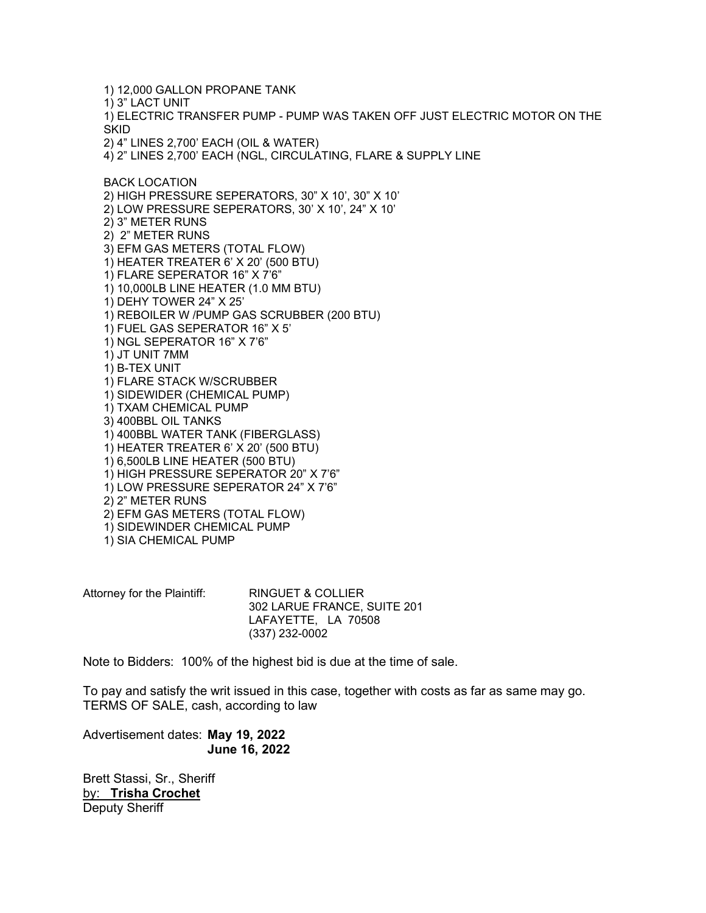1) 12,000 GALLON PROPANE TANK
1) 3" LACT UNIT
1) ELECTRIC TRANSFER PUMP - PUMP WAS TAKEN OFF JUST ELECTRIC MOTOR ON THE SKID
2) 4" LINES 2,700' EACH (OIL & WATER)
4) 2" LINES 2,700' EACH (NGL, CIRCULATING, FLARE & SUPPLY LINE

BACK LOCATION
2) HIGH PRESSURE SEPERATORS, 30" X 10', 30" X 10'
2) LOW PRESSURE SEPERATORS, 30' X 10', 24" X 10'
2) 3" METER RUNS
2) 2" METER RUNS
3) EFM GAS METERS (TOTAL FLOW)
1) HEATER TREATER 6' X 20' (500 BTU)
1) FLARE SEPERATOR 16" X 7'6"
1) 10,000LB LINE HEATER (1.0 MM BTU)
1) DEHY TOWER 24" X 25'
1) REBOILER W /PUMP GAS SCRUBBER (200 BTU)
1) FUEL GAS SEPERATOR 16" X 5'
1) NGL SEPERATOR 16" X 7'6"
1) JT UNIT 7MM
1) B-TEX UNIT
1) FLARE STACK W/SCRUBBER
1) SIDEWIDER (CHEMICAL PUMP)
1) TXAM CHEMICAL PUMP
3) 400BBL OIL TANKS
1) 400BBL WATER TANK (FIBERGLASS)
1) HEATER TREATER 6' X 20' (500 BTU)
1) 6,500LB LINE HEATER (500 BTU)
1) HIGH PRESSURE SEPERATOR 20" X 7'6"
1) LOW PRESSURE SEPERATOR 24" X 7'6"
2) 2" METER RUNS
2) EFM GAS METERS (TOTAL FLOW)
1) SIDEWINDER CHEMICAL PUMP
1) SIA CHEMICAL PUMP

Attorney for the Plaintiff: RINGUET & COLLIER
302 LARUE FRANCE, SUITE 201
LAFAYETTE, LA 70508
(337) 232-0002

Note to Bidders: 100% of the highest bid is due at the time of sale.

To pay and satisfy the writ issued in this case, together with costs as far as same may go. TERMS OF SALE, cash, according to law

Advertisement dates: **May 19, 2022**
**June 16, 2022**

Brett Stassi, Sr., Sheriff
by: **Trisha Crochet**
Deputy Sheriff